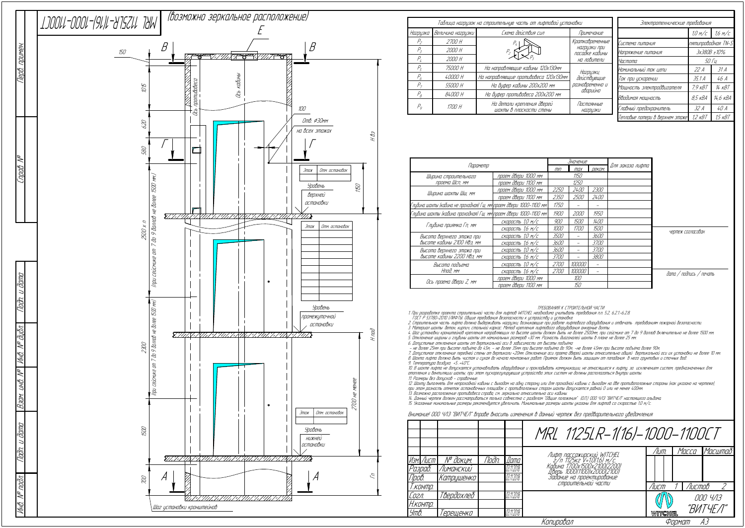MRL 1125LR-1(16)-1000-1100CT

(возможно зеркальное расположение)

## Таблица нагрузок на строительную часть от лифтовой установки

| Нагрузка | Величина нагрузки | Схема действия сил | Примечание |
|---|---|---|---|
| $P_2$ | 2700 Н | | Кратковременные нагрузки при посадке кабины на ловители |
| $P_3$ | 2000 Н | | |
| $P_4$ | 2000 Н | | |
| $P_5$ | 75000 Н | На направляющие кабины 120х130мм | Нагрузки, действующие разновременно и аварийно |
| $P_6$ | 40000 Н | На направляющие противовеса 120х130мм | |
| $P_7$ | 55000 Н | На буфер кабины 200х200 мм | |
| $P_8$ | 84000 Н | На буфер противовеса 200х200 мм | |
| $P_9$ | 1700 Н | На детали крепления дверей шахты в плоскости стены | Постоянные нагрузки |

## Электротехнические требования

| | 1,0 м/с | 1,6 м/с |
|---|---|---|
| Система питания | пятипроводная TN-S | |
| Напряжение питания | 3х380В ±10% | |
| Частота | 50 Гц | |
| Номинальный ток цепи | 22 А | 31 А |
| Ток при ускорении | 35,1 А | 46 А |
| Мощность электродвигателя | 7,9 кВт | 14 кВт |
| Вводимая мощность | 8,5 кВА | 14,6 кВА |
| Главный предохранитель | 32 А | 40 А |
| Тепловые потери в верхнем этаже | 1,2 кВт | 1,5 кВт |

| Параметр | | Значение min | Значение max | Значение реком. | Для заказа лифта |
|---|---|---|---|---|---|
| Ширина строительного проема Шсп, мм | проем двери 1000 мм | 1150 | | | |
| | проем двери 1100 мм | 1250 | | | |
| Ширина шахты Шш, мм | проем двери 1000 мм | 2250 | 2400 | 2300 | |
| | проем двери 1100 мм | 2350 | 2500 | 2400 | |
| Глубина шахты (кабина не проходная) Гш, мм | проем двери 1000-1100 мм | 1750 | - | - | |
| Глубина шахты (кабина проходная) Гш, мм | проем двери 1000-1100 мм | 1900 | 2000 | 1950 | |
| Глубина приямка Гп, мм | скорость 1,0 м/с | 900 | 1500 | 1400 | |
| | скорость 1,6 м/с | 1000 | 1700 | 1500 | |
| Высота верхнего этажа при высоте кабины 2100 Нвэ, мм | скорость 1,0 м/с | 3500 | - | 3600 | |
| | скорость 1,6 м/с | 3600 | - | 3700 | |
| Высота верхнего этажа при высоте кабины 2200 Нвэ, мм | скорость 1,0 м/с | 3600 | - | 3700 | |
| | скорость 1,6 м/с | 3700 | - | 3800 | |
| Высота подъема Нпод, мм | скорость 1,0 м/с | 2700 | 100000 | - | |
| | скорость 1,6 м/с | 2700 | 100000 | - | |
| Ось проема двери Z, мм | проем двери 1000 мм | 100 | | | |
| | проем двери 1100 мм | 150 | | | |

чертеж согласован

дата / подпись / печать

Чертёж: B, B, E, Г, Г, A, A; 150; 1015; 620; 580; 100; Отв. ⌀30мм на всех этажах; Ось противовеса; Ось кабины; H вэ; 1150; Уровень верхней остановки; 2500 х n (При сейсмике от 7 до 9 баллов не более 1500 мм); 2300 (При сейсмике от 7 до 9 баллов не более 1500 мм); Уровень промежуточной остановки; H под; 2700 не менее; 1500; 700; Уровень нижней остановки; Гп; Шаг установки кронштейнов

| Этаж | Отм. остановок |
|---|---|
| | |

### ТРЕБОВАНИЯ К СТРОИТЕЛЬНОЙ ЧАСТИ

1. При разработке проекта строительной части для лифтов WITCHEL необходимо учитывать требования п.п. 5.2, 6.2.1-6.2.8. ГОСТ Р 53780-2010 (ЛИФТЫ. Общие требования безопасности к устройству и установке.
2. Строительная часть лифта должна выдерживать нагрузки, возникающие при работе лифтового оборудования и отвечать требованиям пожарной безопасности.
3. Материал шахты: бетон, кирпич, стальной каркас. Метод крепления лифтового оборудования анкерные болты.
4. Шаг установки кронштейнов крепления направляющих по высоте шахты должен быть не более 2500мм, при сейсмике от 7 до 9 баллов включительно не более 1500 мм.
5. Отклонение ширины и глубины шахты от номинальных размеров +30 мм. Разность диагоналей шахты в плане не более 25 мм.
6. Допустимые отклонения шахты от вертикальной оси в зависимости от высоты подъема:
– не более 25мм при высоте подъема до 45м, – не более 35мм при высоте подъема до 90м, –не более 45мм при высоте подъема более 90м.
7. Допустимое отклонение передней стены от вертикали +20мм. Отклонение оси проема дверей шахты относительно общей вертикальной оси их установки не более 10 мм.
8. Шахта лифта должна быть чистая и сухая до начала монтажных работ. Приямок должен быть защищен от попадания в него грунтовых и сточных вод.
9. Температура воздуха: +5..+40°C.
10. В шахте лифта не допускается устанавливать оборудование и прокладывать коммуникации, не относящиеся к лифту, за исключением систем, предназначенных для отопления и вентиляции шахты, при этом пускорегулирующие устройства этих систем не должны располагаться внутри шахты.
11. Размеры без допусков – справочные.
12. Шахту выполнять для непроходной кабины с выходом на одну сторону или для проходной кабины с выходом на две противоположные стороны (как указано на чертеже), при этом разность отметок остановочных площадок с противоположных сторон шахты допускается равной 0 или не менее 400мм.
13. Возможно расположение противовеса справа, см. зеркально относительно оси кабины.
14. Данный чертеж должен рассматриваться только совместно с разделом "Общие положения" (ОП) ООО ЧЛЗ "ВИТЧЕЛ" настоящего альбома.
15. Указанные минимальные размеры рекомендуется увеличить. Минимальные размеры шахты указаны для лифтов со скоростью 1,0 м/с.

Внимание! ООО ЧЛЗ "ВИТЧЕЛ" вправе вносить изменения в данный чертеж без предварительного уведомления

| Изм. | Лист | № докум. | Подп. | Дата |
|---|---|---|---|---|
| Разраб. | | Лиманский | | 03.11.2018 |
| Пров. | | Катрушенко | | 03.11.2018 |
| Т.контр. | | | | |
| Согл. | | Твердохлеб | | 03.11.2018 |
| Н.контр. | | | | |
| Утв. | | Терещенко | | 03.11.2018 |

**MRL 1125LR-1(16)-1000-1100CT**

Лифт пассажирский WITCHEL г/п 1125кг V=1,0(1,6) м/с. Кабина 1700х1500х2100(2200) Дверь 1000(1100)х2000(2100) Задание на проектирование строительной части

Лит. | Масса | Масштаб

Лист 1 | Листов 2

ООО ЧЛЗ "ВИТЧЕЛ"

Копировал | Формат А3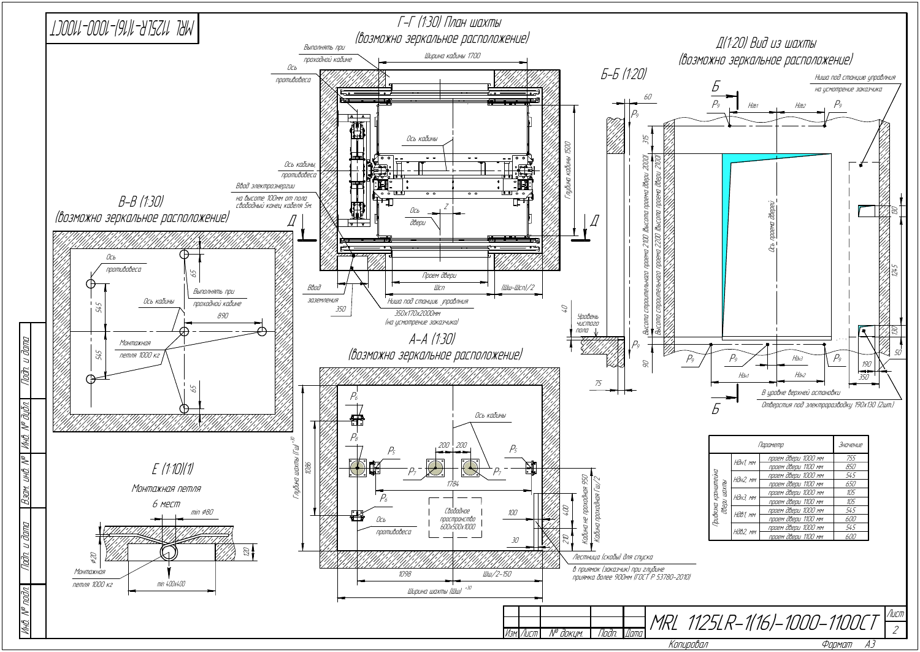MRL 1125LR-1(16)-1000-1100CT

## Г–Г (1:30) План шахты
(возможно зеркальное расположение)

Выполнять при проходной кабине

Ширина кабины 1700

Ось противовеса

Ось кабины

Глубина кабины 1500

Ось кабины, противовеса

Ввод электроэнергии на высоте 100мм от пола свободный конец кабеля 5м.

Ось двери

Z

Д

Д

Проем двери

Шсп

(Шш-Шсп)/2

Ввод заземления

350

Ниша под станцию управления 350x170x2000мм (на усмотрение заказчика)

## Б–Б (1:20)

60

$P_9$

315

Высота строительного проема 2100 (Высота проема двери 2000)

Высота строительного проема 2200 (Высота проема двери 2100)

40

Уровень чистого пола

$P_9$

90

75

## Д(1:20) Вид из шахты
(возможно зеркальное расположение)

Б

$P_9$ Нзв1 Нзв2 $P_9$

Ниша под станцию управления на усмотрение заказчика

Ось проема дверей

180

1245

130

50

$P_9$ $P_9$ Нзн3 $P_9$

Нзн1 Нзн2

190

350

Б

В уровне верхней остановки

Отверстия под электроразводку 190x130 (2шт.)

## В–В (1:30)
(возможно зеркальное расположение)

Ось противовеса

65

Выполнять при проходной кабине

Ось кабины

890

545

545

Монтажная петля 1000 кг

65

## А–А (1:30)
(возможно зеркальное расположение)

$P_6$

$P_8$

Ось кабины

$P_5$ 200 200 $P_5$

$P_7$ $P_7$

1784

$P_6$

Глубина шахты (Гш)$^{+30}$

1086

Ось противовеса

Свободное пространство 600x500x1000

100

30

400

210

Кабина не проходная 950

Кабина проходная Гш/2

1098

Шш/2–150

Ширина шахты (Шш)$^{+30}$

Лестница (скобы) для спуска в приямок (заказчик) при глубине приямка более 900мм (ГОСТ Р 53780-2010)

## Е (1:10)(1)
Монтажная петля

6 мест

min Ф80

Ф20

120

Монтажная петля 1000 кг

min 400x400

| Параметр | | | Значение |
|---|---|---|---|
| Привязка кронштейна двери шахты | Нзн1, мм | проем двери 1000 мм | 755 |
| | | проем двери 1100 мм | 850 |
| | Нзн2, мм | проем двери 1000 мм | 545 |
| | | проем двери 1100 мм | 650 |
| | Нзн3, мм | проем двери 1000 мм | 105 |
| | | проем двери 1100 мм | 105 |
| | Нзв1, мм | проем двери 1000 мм | 545 |
| | | проем двери 1100 мм | 600 |
| | Нзв2, мм | проем двери 1000 мм | 545 |
| | | проем двери 1100 мм | 600 |

Инв. № подл. | Подп. и дата | Взам. инв. № | Инв. № дубл. | Подп. и дата

| Изм | Лист | № докум. | Подп. | Дата |
|---|---|---|---|---|

MRL 1125LR-1(16)-1000-1100CT

Лист 2

Копировал — Формат A3